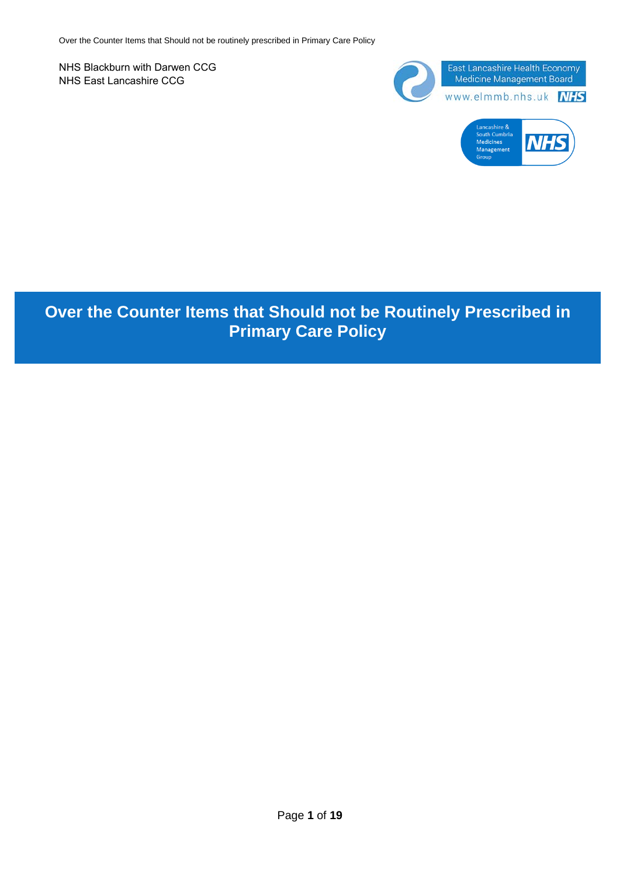NHS Blackburn with Darwen CCG
NHS East Lancashire CCG

East Lancashire Health Economy Medicine Management Board
www.elmmb.nhs.uk NHS

Lancashire & South Cumbria Medicines Management Group NHS

# Over the Counter Items that Should not be Routinely Prescribed in Primary Care Policy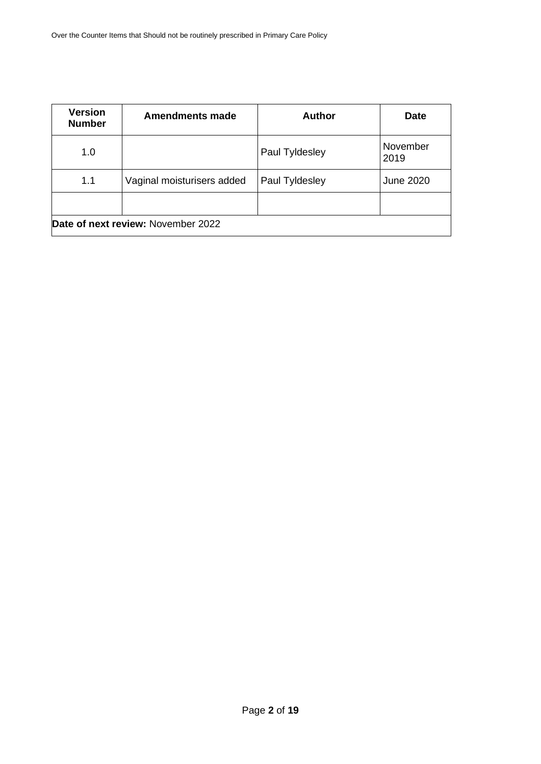| Version Number | Amendments made | Author | Date |
|---|---|---|---|
| 1.0 | | Paul Tyldesley | November 2019 |
| 1.1 | Vaginal moisturisers added | Paul Tyldesley | June 2020 |
| | | | |
| **Date of next review:** November 2022 | | | |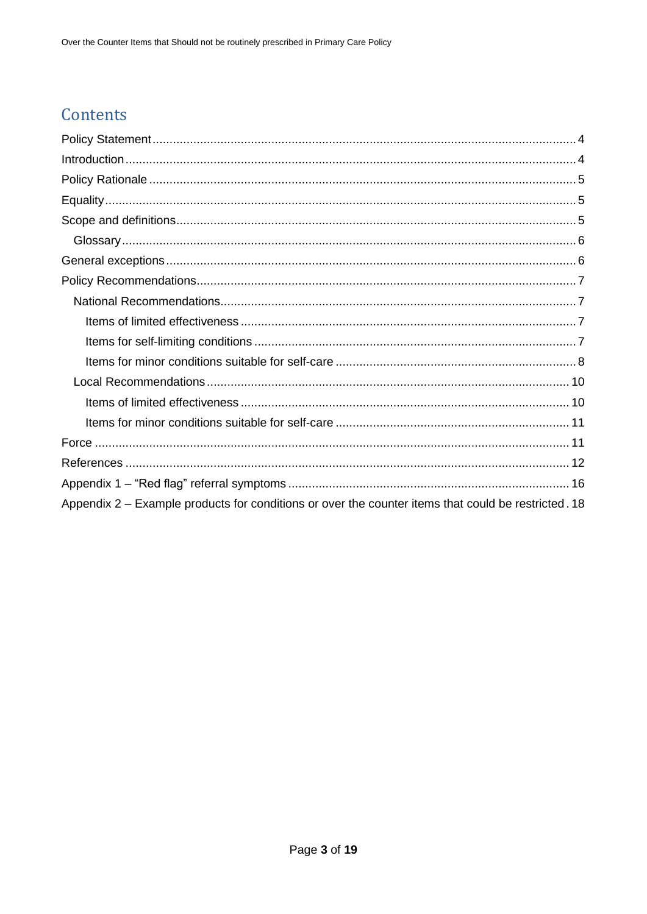# Contents

- Policy Statement ... 4
- Introduction ... 4
- Policy Rationale ... 5
- Equality ... 5
- Scope and definitions ... 5
  - Glossary ... 6
- General exceptions ... 6
- Policy Recommendations ... 7
  - National Recommendations ... 7
    - Items of limited effectiveness ... 7
    - Items for self-limiting conditions ... 7
    - Items for minor conditions suitable for self-care ... 8
  - Local Recommendations ... 10
    - Items of limited effectiveness ... 10
    - Items for minor conditions suitable for self-care ... 11
- Force ... 11
- References ... 12
- Appendix 1 – "Red flag" referral symptoms ... 16
- Appendix 2 – Example products for conditions or over the counter items that could be restricted . 18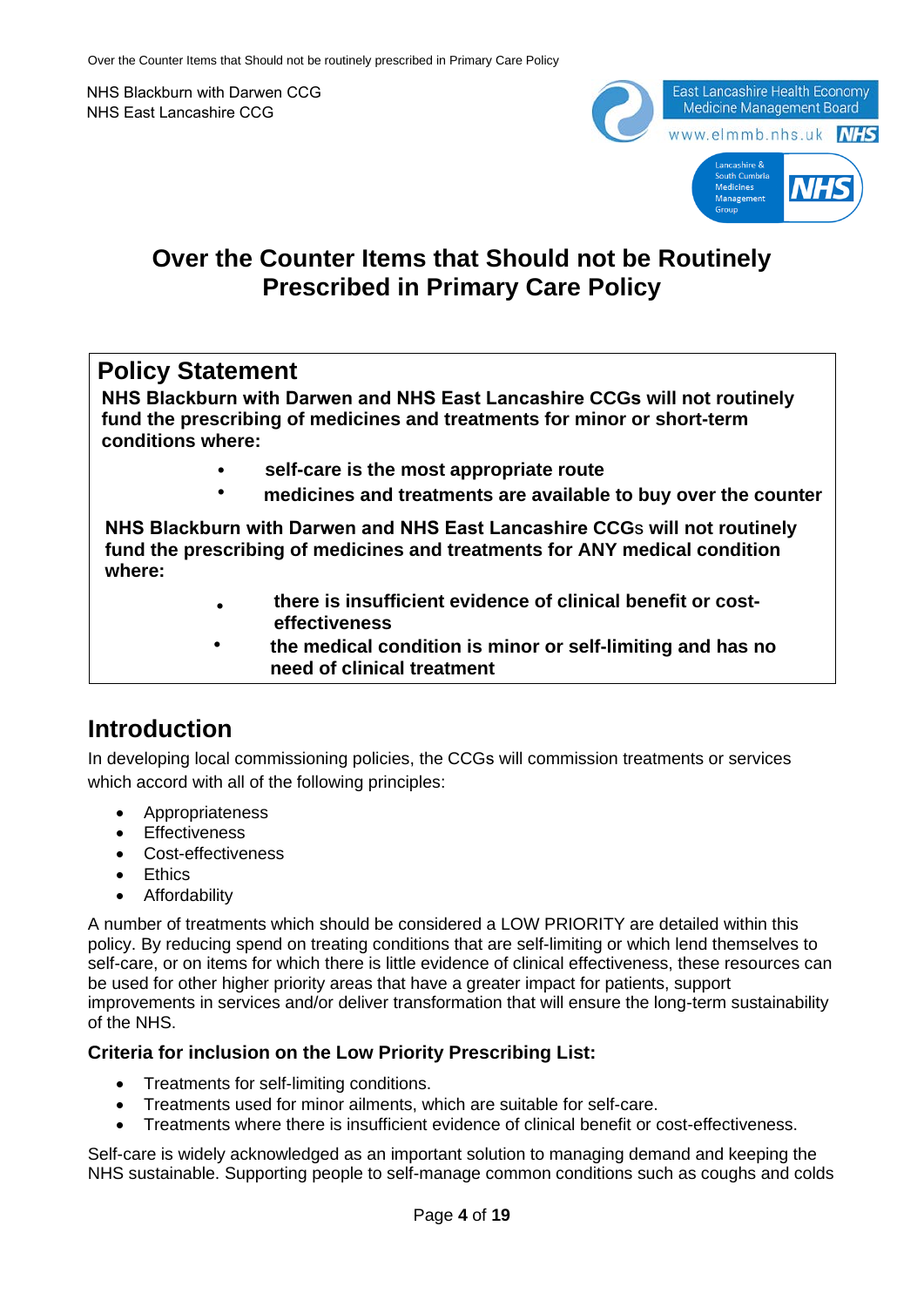NHS Blackburn with Darwen CCG
NHS East Lancashire CCG

# Over the Counter Items that Should not be Routinely Prescribed in Primary Care Policy

## Policy Statement

**NHS Blackburn with Darwen and NHS East Lancashire CCGs will not routinely fund the prescribing of medicines and treatments for minor or short-term conditions where:**

- **self-care is the most appropriate route**
- **medicines and treatments are available to buy over the counter**

**NHS Blackburn with Darwen and NHS East Lancashire CCGs will not routinely fund the prescribing of medicines and treatments for ANY medical condition where:**

- **there is insufficient evidence of clinical benefit or cost-effectiveness**
- **the medical condition is minor or self-limiting and has no need of clinical treatment**

## Introduction

In developing local commissioning policies, the CCGs will commission treatments or services which accord with all of the following principles:

- Appropriateness
- Effectiveness
- Cost-effectiveness
- Ethics
- Affordability

A number of treatments which should be considered a LOW PRIORITY are detailed within this policy. By reducing spend on treating conditions that are self-limiting or which lend themselves to self-care, or on items for which there is little evidence of clinical effectiveness, these resources can be used for other higher priority areas that have a greater impact for patients, support improvements in services and/or deliver transformation that will ensure the long-term sustainability of the NHS.

### Criteria for inclusion on the Low Priority Prescribing List:

- Treatments for self-limiting conditions.
- Treatments used for minor ailments, which are suitable for self-care.
- Treatments where there is insufficient evidence of clinical benefit or cost-effectiveness.

Self-care is widely acknowledged as an important solution to managing demand and keeping the NHS sustainable. Supporting people to self-manage common conditions such as coughs and colds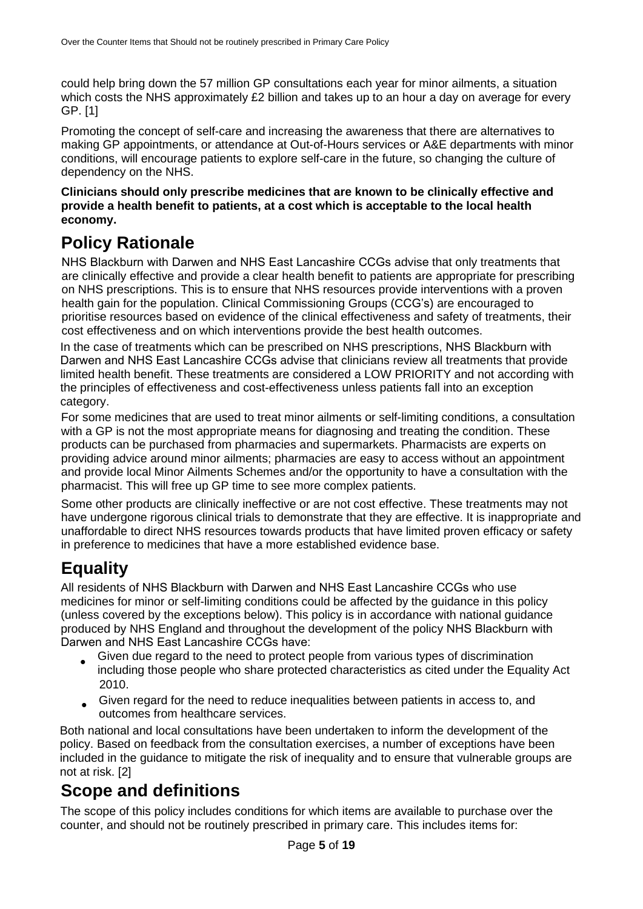could help bring down the 57 million GP consultations each year for minor ailments, a situation which costs the NHS approximately £2 billion and takes up to an hour a day on average for every GP. [1]

Promoting the concept of self-care and increasing the awareness that there are alternatives to making GP appointments, or attendance at Out-of-Hours services or A&E departments with minor conditions, will encourage patients to explore self-care in the future, so changing the culture of dependency on the NHS.

**Clinicians should only prescribe medicines that are known to be clinically effective and provide a health benefit to patients, at a cost which is acceptable to the local health economy.**

## Policy Rationale

NHS Blackburn with Darwen and NHS East Lancashire CCGs advise that only treatments that are clinically effective and provide a clear health benefit to patients are appropriate for prescribing on NHS prescriptions. This is to ensure that NHS resources provide interventions with a proven health gain for the population. Clinical Commissioning Groups (CCG's) are encouraged to prioritise resources based on evidence of the clinical effectiveness and safety of treatments, their cost effectiveness and on which interventions provide the best health outcomes.

In the case of treatments which can be prescribed on NHS prescriptions, NHS Blackburn with Darwen and NHS East Lancashire CCGs advise that clinicians review all treatments that provide limited health benefit. These treatments are considered a LOW PRIORITY and not according with the principles of effectiveness and cost-effectiveness unless patients fall into an exception category.

For some medicines that are used to treat minor ailments or self-limiting conditions, a consultation with a GP is not the most appropriate means for diagnosing and treating the condition. These products can be purchased from pharmacies and supermarkets. Pharmacists are experts on providing advice around minor ailments; pharmacies are easy to access without an appointment and provide local Minor Ailments Schemes and/or the opportunity to have a consultation with the pharmacist. This will free up GP time to see more complex patients.

Some other products are clinically ineffective or are not cost effective. These treatments may not have undergone rigorous clinical trials to demonstrate that they are effective. It is inappropriate and unaffordable to direct NHS resources towards products that have limited proven efficacy or safety in preference to medicines that have a more established evidence base.

## Equality

All residents of NHS Blackburn with Darwen and NHS East Lancashire CCGs who use medicines for minor or self-limiting conditions could be affected by the guidance in this policy (unless covered by the exceptions below). This policy is in accordance with national guidance produced by NHS England and throughout the development of the policy NHS Blackburn with Darwen and NHS East Lancashire CCGs have:

- Given due regard to the need to protect people from various types of discrimination including those people who share protected characteristics as cited under the Equality Act 2010.
- Given regard for the need to reduce inequalities between patients in access to, and outcomes from healthcare services.

Both national and local consultations have been undertaken to inform the development of the policy. Based on feedback from the consultation exercises, a number of exceptions have been included in the guidance to mitigate the risk of inequality and to ensure that vulnerable groups are not at risk. [2]

## Scope and definitions

The scope of this policy includes conditions for which items are available to purchase over the counter, and should not be routinely prescribed in primary care. This includes items for: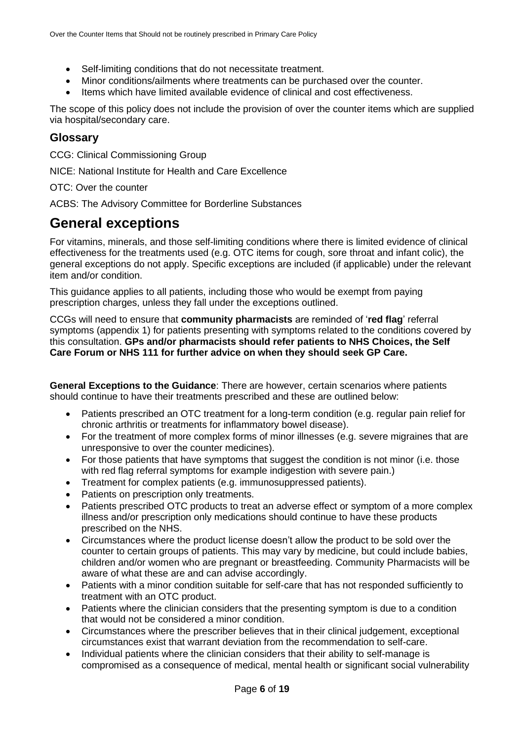- Self-limiting conditions that do not necessitate treatment.
- Minor conditions/ailments where treatments can be purchased over the counter.
- Items which have limited available evidence of clinical and cost effectiveness.

The scope of this policy does not include the provision of over the counter items which are supplied via hospital/secondary care.

## Glossary

CCG: Clinical Commissioning Group

NICE: National Institute for Health and Care Excellence

OTC: Over the counter

ACBS: The Advisory Committee for Borderline Substances

# General exceptions

For vitamins, minerals, and those self-limiting conditions where there is limited evidence of clinical effectiveness for the treatments used (e.g. OTC items for cough, sore throat and infant colic), the general exceptions do not apply. Specific exceptions are included (if applicable) under the relevant item and/or condition.

This guidance applies to all patients, including those who would be exempt from paying prescription charges, unless they fall under the exceptions outlined.

CCGs will need to ensure that **community pharmacists** are reminded of '**red flag**' referral symptoms (appendix 1) for patients presenting with symptoms related to the conditions covered by this consultation. **GPs and/or pharmacists should refer patients to NHS Choices, the Self Care Forum or NHS 111 for further advice on when they should seek GP Care.**

**General Exceptions to the Guidance**: There are however, certain scenarios where patients should continue to have their treatments prescribed and these are outlined below:

- Patients prescribed an OTC treatment for a long-term condition (e.g. regular pain relief for chronic arthritis or treatments for inflammatory bowel disease).
- For the treatment of more complex forms of minor illnesses (e.g. severe migraines that are unresponsive to over the counter medicines).
- For those patients that have symptoms that suggest the condition is not minor (i.e. those with red flag referral symptoms for example indigestion with severe pain.)
- Treatment for complex patients (e.g. immunosuppressed patients).
- Patients on prescription only treatments.
- Patients prescribed OTC products to treat an adverse effect or symptom of a more complex illness and/or prescription only medications should continue to have these products prescribed on the NHS.
- Circumstances where the product license doesn't allow the product to be sold over the counter to certain groups of patients. This may vary by medicine, but could include babies, children and/or women who are pregnant or breastfeeding. Community Pharmacists will be aware of what these are and can advise accordingly.
- Patients with a minor condition suitable for self-care that has not responded sufficiently to treatment with an OTC product.
- Patients where the clinician considers that the presenting symptom is due to a condition that would not be considered a minor condition.
- Circumstances where the prescriber believes that in their clinical judgement, exceptional circumstances exist that warrant deviation from the recommendation to self-care.
- Individual patients where the clinician considers that their ability to self-manage is compromised as a consequence of medical, mental health or significant social vulnerability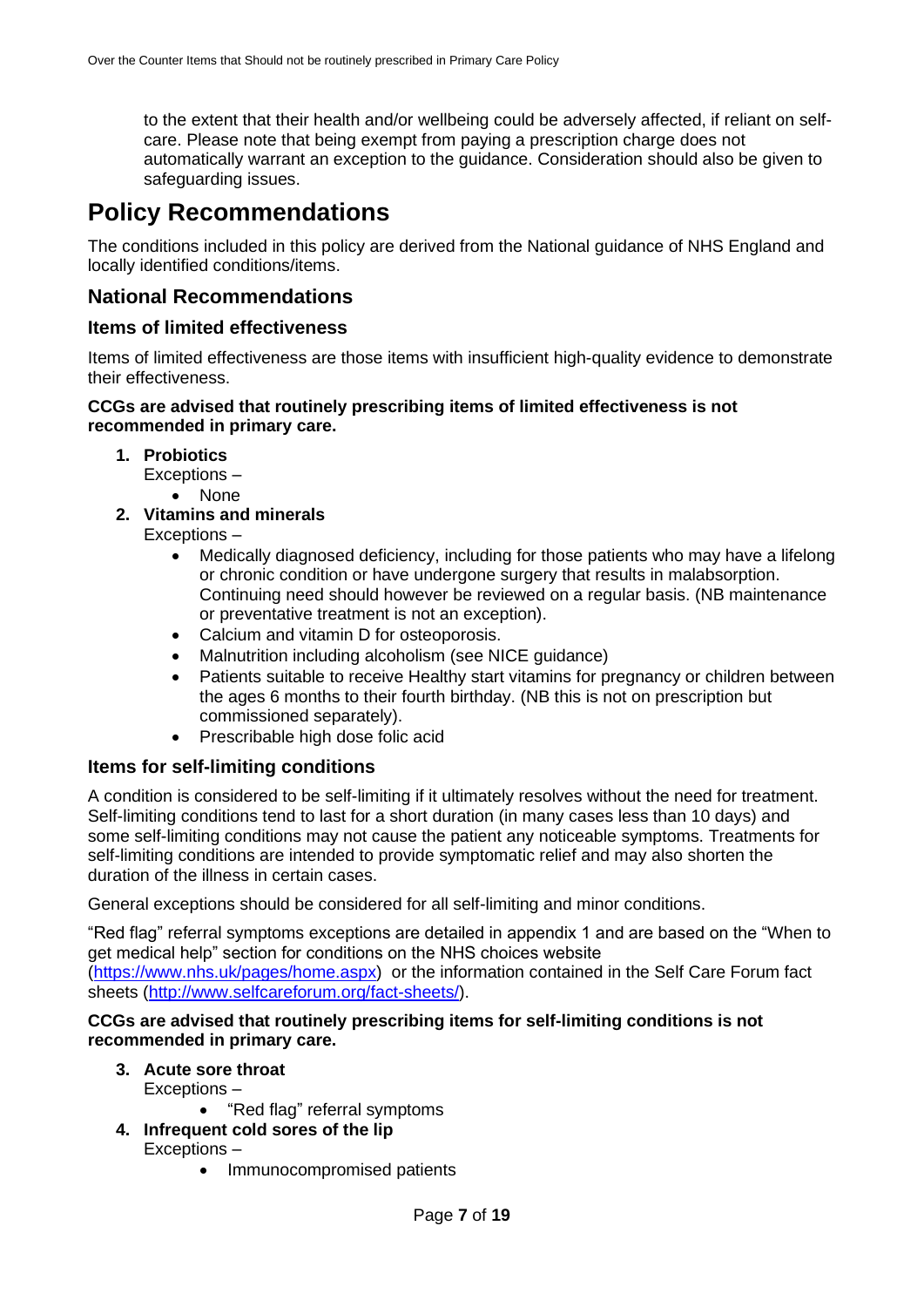to the extent that their health and/or wellbeing could be adversely affected, if reliant on self-care. Please note that being exempt from paying a prescription charge does not automatically warrant an exception to the guidance. Consideration should also be given to safeguarding issues.

# Policy Recommendations

The conditions included in this policy are derived from the National guidance of NHS England and locally identified conditions/items.

## National Recommendations

### Items of limited effectiveness

Items of limited effectiveness are those items with insufficient high-quality evidence to demonstrate their effectiveness.

**CCGs are advised that routinely prescribing items of limited effectiveness is not recommended in primary care.**

1. **Probiotics**
   Exceptions –
   - None
2. **Vitamins and minerals**
   Exceptions –
   - Medically diagnosed deficiency, including for those patients who may have a lifelong or chronic condition or have undergone surgery that results in malabsorption. Continuing need should however be reviewed on a regular basis. (NB maintenance or preventative treatment is not an exception).
   - Calcium and vitamin D for osteoporosis.
   - Malnutrition including alcoholism (see NICE guidance)
   - Patients suitable to receive Healthy start vitamins for pregnancy or children between the ages 6 months to their fourth birthday. (NB this is not on prescription but commissioned separately).
   - Prescribable high dose folic acid

### Items for self-limiting conditions

A condition is considered to be self-limiting if it ultimately resolves without the need for treatment. Self-limiting conditions tend to last for a short duration (in many cases less than 10 days) and some self-limiting conditions may not cause the patient any noticeable symptoms. Treatments for self-limiting conditions are intended to provide symptomatic relief and may also shorten the duration of the illness in certain cases.

General exceptions should be considered for all self-limiting and minor conditions.

"Red flag" referral symptoms exceptions are detailed in appendix 1 and are based on the "When to get medical help" section for conditions on the NHS choices website (https://www.nhs.uk/pages/home.aspx) or the information contained in the Self Care Forum fact sheets (http://www.selfcareforum.org/fact-sheets/).

**CCGs are advised that routinely prescribing items for self-limiting conditions is not recommended in primary care.**

3. **Acute sore throat**
   Exceptions –
   - "Red flag" referral symptoms
4. **Infrequent cold sores of the lip**
   Exceptions –
   - Immunocompromised patients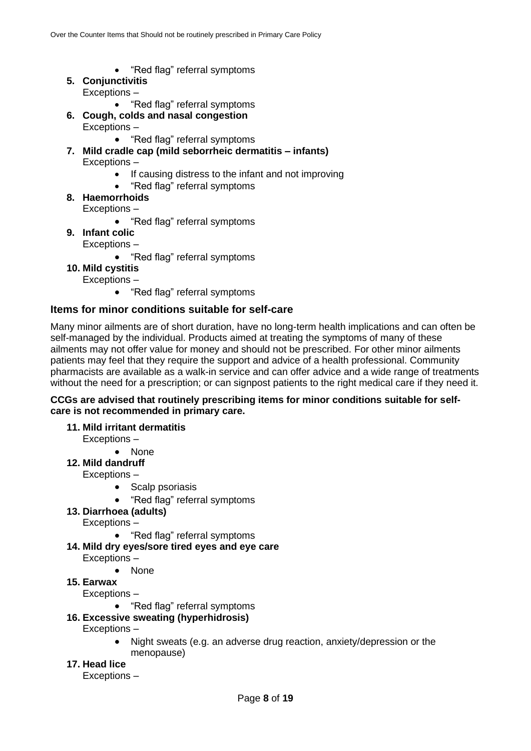- "Red flag" referral symptoms

**5. Conjunctivitis**

Exceptions –

- "Red flag" referral symptoms

**6. Cough, colds and nasal congestion**

Exceptions –

- "Red flag" referral symptoms

**7. Mild cradle cap (mild seborrheic dermatitis – infants)**

Exceptions –

- If causing distress to the infant and not improving
- "Red flag" referral symptoms

**8. Haemorrhoids**

Exceptions –

- "Red flag" referral symptoms

**9. Infant colic**

Exceptions –

- "Red flag" referral symptoms

**10. Mild cystitis**

Exceptions –

- "Red flag" referral symptoms

### Items for minor conditions suitable for self-care

Many minor ailments are of short duration, have no long-term health implications and can often be self-managed by the individual. Products aimed at treating the symptoms of many of these ailments may not offer value for money and should not be prescribed. For other minor ailments patients may feel that they require the support and advice of a health professional. Community pharmacists are available as a walk-in service and can offer advice and a wide range of treatments without the need for a prescription; or can signpost patients to the right medical care if they need it.

**CCGs are advised that routinely prescribing items for minor conditions suitable for self-care is not recommended in primary care.**

**11. Mild irritant dermatitis**

Exceptions –

- None

**12. Mild dandruff**

Exceptions –

- Scalp psoriasis
- "Red flag" referral symptoms

**13. Diarrhoea (adults)**

Exceptions –

- "Red flag" referral symptoms

**14. Mild dry eyes/sore tired eyes and eye care**

Exceptions –

- None

**15. Earwax**

Exceptions –

- "Red flag" referral symptoms

**16. Excessive sweating (hyperhidrosis)**

Exceptions –

- Night sweats (e.g. an adverse drug reaction, anxiety/depression or the menopause)

**17. Head lice**

Exceptions –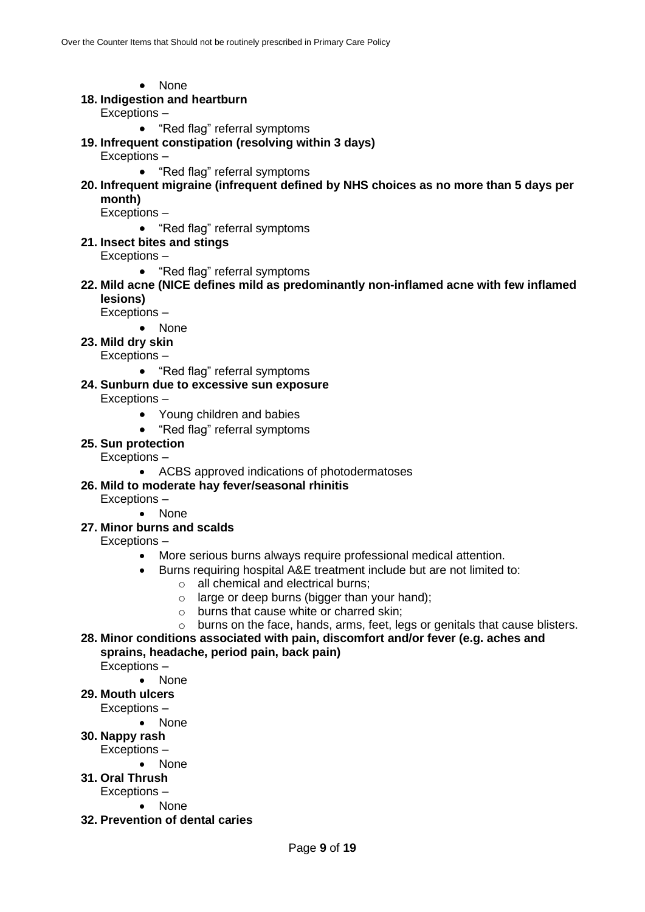- None

**18. Indigestion and heartburn**

Exceptions –

- "Red flag" referral symptoms

**19. Infrequent constipation (resolving within 3 days)**

Exceptions –

- "Red flag" referral symptoms

**20. Infrequent migraine (infrequent defined by NHS choices as no more than 5 days per month)**

Exceptions –

- "Red flag" referral symptoms

**21. Insect bites and stings**

Exceptions –

- "Red flag" referral symptoms

**22. Mild acne (NICE defines mild as predominantly non-inflamed acne with few inflamed lesions)**

Exceptions –

- None

**23. Mild dry skin**

Exceptions –

- "Red flag" referral symptoms

**24. Sunburn due to excessive sun exposure**

Exceptions –

- Young children and babies
- "Red flag" referral symptoms

**25. Sun protection**

Exceptions –

- ACBS approved indications of photodermatoses

**26. Mild to moderate hay fever/seasonal rhinitis**

Exceptions –

- None

**27. Minor burns and scalds**

Exceptions –

- More serious burns always require professional medical attention.
- Burns requiring hospital A&E treatment include but are not limited to:
  - all chemical and electrical burns;
  - large or deep burns (bigger than your hand);
  - burns that cause white or charred skin;
  - burns on the face, hands, arms, feet, legs or genitals that cause blisters.

**28. Minor conditions associated with pain, discomfort and/or fever (e.g. aches and sprains, headache, period pain, back pain)**

Exceptions –

- None

**29. Mouth ulcers**

Exceptions –

- None

**30. Nappy rash**

Exceptions –

- None

**31. Oral Thrush**

Exceptions –

- None

**32. Prevention of dental caries**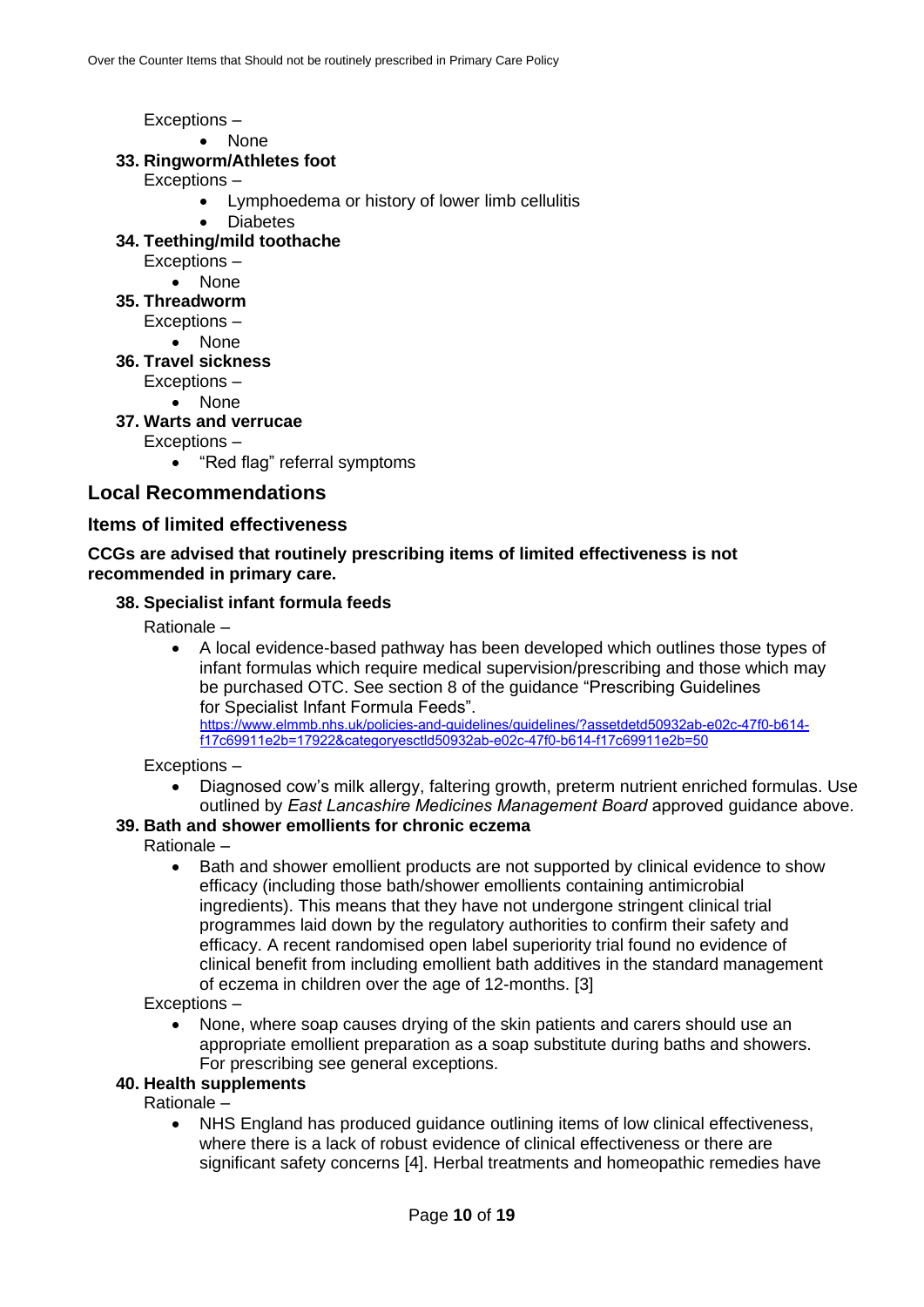Exceptions –

- None

**33. Ringworm/Athletes foot**

Exceptions –

- Lymphoedema or history of lower limb cellulitis
- Diabetes

**34. Teething/mild toothache**

Exceptions –

- None

**35. Threadworm**

Exceptions –

- None

**36. Travel sickness**

Exceptions –

- None

**37. Warts and verrucae**

Exceptions –

- "Red flag" referral symptoms

## Local Recommendations

### Items of limited effectiveness

**CCGs are advised that routinely prescribing items of limited effectiveness is not recommended in primary care.**

**38. Specialist infant formula feeds**

Rationale –

- A local evidence-based pathway has been developed which outlines those types of infant formulas which require medical supervision/prescribing and those which may be purchased OTC. See section 8 of the guidance "Prescribing Guidelines for Specialist Infant Formula Feeds". https://www.elmmb.nhs.uk/policies-and-guidelines/guidelines/?assetdetd50932ab-e02c-47f0-b614-f17c69911e2b=17922&categoryesctld50932ab-e02c-47f0-b614-f17c69911e2b=50

Exceptions –

- Diagnosed cow's milk allergy, faltering growth, preterm nutrient enriched formulas. Use outlined by *East Lancashire Medicines Management Board* approved guidance above.

**39. Bath and shower emollients for chronic eczema**

Rationale –

- Bath and shower emollient products are not supported by clinical evidence to show efficacy (including those bath/shower emollients containing antimicrobial ingredients). This means that they have not undergone stringent clinical trial programmes laid down by the regulatory authorities to confirm their safety and efficacy. A recent randomised open label superiority trial found no evidence of clinical benefit from including emollient bath additives in the standard management of eczema in children over the age of 12-months. [3]

Exceptions –

- None, where soap causes drying of the skin patients and carers should use an appropriate emollient preparation as a soap substitute during baths and showers. For prescribing see general exceptions.

**40. Health supplements**

Rationale –

- NHS England has produced guidance outlining items of low clinical effectiveness, where there is a lack of robust evidence of clinical effectiveness or there are significant safety concerns [4]. Herbal treatments and homeopathic remedies have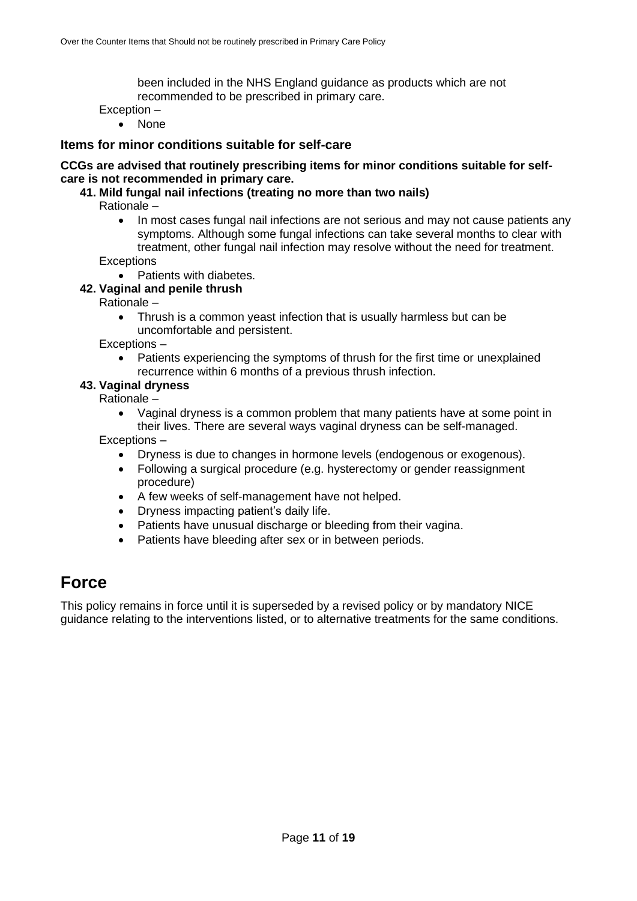been included in the NHS England guidance as products which are not recommended to be prescribed in primary care.

Exception –

- None

### Items for minor conditions suitable for self-care

**CCGs are advised that routinely prescribing items for minor conditions suitable for self-care is not recommended in primary care.**

**41. Mild fungal nail infections (treating no more than two nails)**

Rationale –

- In most cases fungal nail infections are not serious and may not cause patients any symptoms. Although some fungal infections can take several months to clear with treatment, other fungal nail infection may resolve without the need for treatment.

Exceptions

- Patients with diabetes.

**42. Vaginal and penile thrush**

Rationale –

- Thrush is a common yeast infection that is usually harmless but can be uncomfortable and persistent.

Exceptions –

- Patients experiencing the symptoms of thrush for the first time or unexplained recurrence within 6 months of a previous thrush infection.

**43. Vaginal dryness**

Rationale –

- Vaginal dryness is a common problem that many patients have at some point in their lives. There are several ways vaginal dryness can be self-managed.

Exceptions –

- Dryness is due to changes in hormone levels (endogenous or exogenous).
- Following a surgical procedure (e.g. hysterectomy or gender reassignment procedure)
- A few weeks of self-management have not helped.
- Dryness impacting patient's daily life.
- Patients have unusual discharge or bleeding from their vagina.
- Patients have bleeding after sex or in between periods.

# Force

This policy remains in force until it is superseded by a revised policy or by mandatory NICE guidance relating to the interventions listed, or to alternative treatments for the same conditions.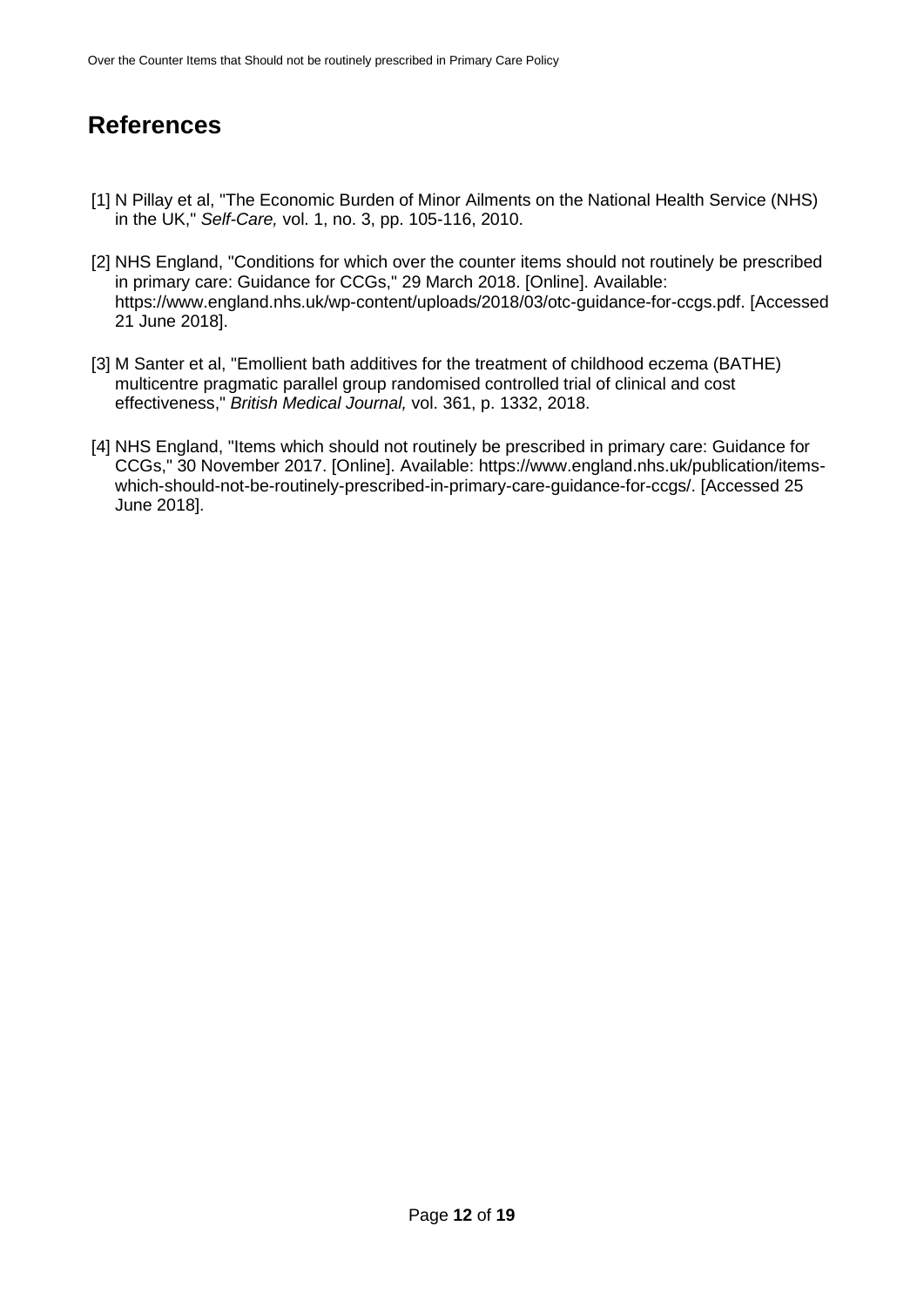# References

[1] N Pillay et al, "The Economic Burden of Minor Ailments on the National Health Service (NHS) in the UK," *Self-Care,* vol. 1, no. 3, pp. 105-116, 2010.

[2] NHS England, "Conditions for which over the counter items should not routinely be prescribed in primary care: Guidance for CCGs," 29 March 2018. [Online]. Available: https://www.england.nhs.uk/wp-content/uploads/2018/03/otc-guidance-for-ccgs.pdf. [Accessed 21 June 2018].

[3] M Santer et al, "Emollient bath additives for the treatment of childhood eczema (BATHE) multicentre pragmatic parallel group randomised controlled trial of clinical and cost effectiveness," *British Medical Journal,* vol. 361, p. 1332, 2018.

[4] NHS England, "Items which should not routinely be prescribed in primary care: Guidance for CCGs," 30 November 2017. [Online]. Available: https://www.england.nhs.uk/publication/items-which-should-not-be-routinely-prescribed-in-primary-care-guidance-for-ccgs/. [Accessed 25 June 2018].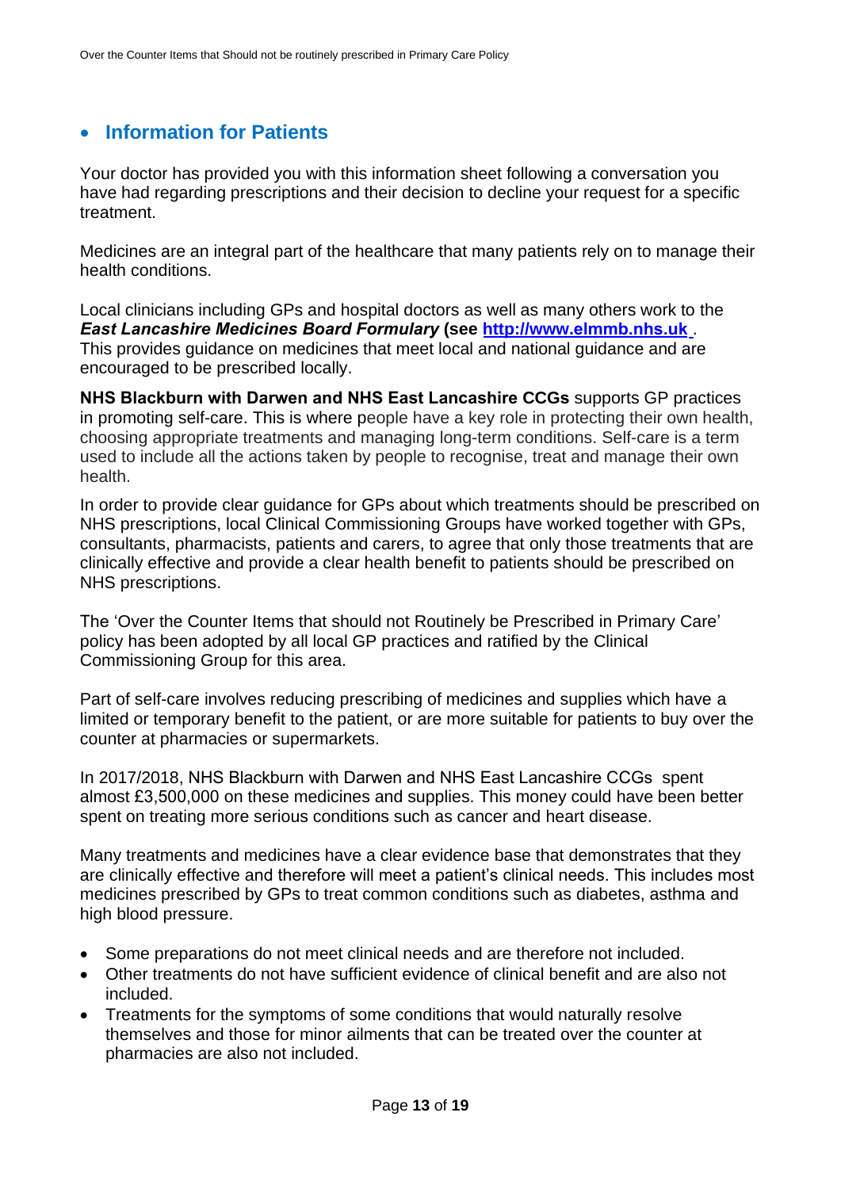## Information for Patients

Your doctor has provided you with this information sheet following a conversation you have had regarding prescriptions and their decision to decline your request for a specific treatment.

Medicines are an integral part of the healthcare that many patients rely on to manage their health conditions.

Local clinicians including GPs and hospital doctors as well as many others work to the ***East Lancashire Medicines Board Formulary*** **(see [http://www.elmmb.nhs.uk](http://www.elmmb.nhs.uk)** . This provides guidance on medicines that meet local and national guidance and are encouraged to be prescribed locally.

**NHS Blackburn with Darwen and NHS East Lancashire CCGs** supports GP practices in promoting self-care. This is where people have a key role in protecting their own health, choosing appropriate treatments and managing long-term conditions. Self-care is a term used to include all the actions taken by people to recognise, treat and manage their own health.

In order to provide clear guidance for GPs about which treatments should be prescribed on NHS prescriptions, local Clinical Commissioning Groups have worked together with GPs, consultants, pharmacists, patients and carers, to agree that only those treatments that are clinically effective and provide a clear health benefit to patients should be prescribed on NHS prescriptions.

The 'Over the Counter Items that should not Routinely be Prescribed in Primary Care' policy has been adopted by all local GP practices and ratified by the Clinical Commissioning Group for this area.

Part of self-care involves reducing prescribing of medicines and supplies which have a limited or temporary benefit to the patient, or are more suitable for patients to buy over the counter at pharmacies or supermarkets.

In 2017/2018, NHS Blackburn with Darwen and NHS East Lancashire CCGs spent almost £3,500,000 on these medicines and supplies. This money could have been better spent on treating more serious conditions such as cancer and heart disease.

Many treatments and medicines have a clear evidence base that demonstrates that they are clinically effective and therefore will meet a patient's clinical needs. This includes most medicines prescribed by GPs to treat common conditions such as diabetes, asthma and high blood pressure.

- Some preparations do not meet clinical needs and are therefore not included.
- Other treatments do not have sufficient evidence of clinical benefit and are also not included.
- Treatments for the symptoms of some conditions that would naturally resolve themselves and those for minor ailments that can be treated over the counter at pharmacies are also not included.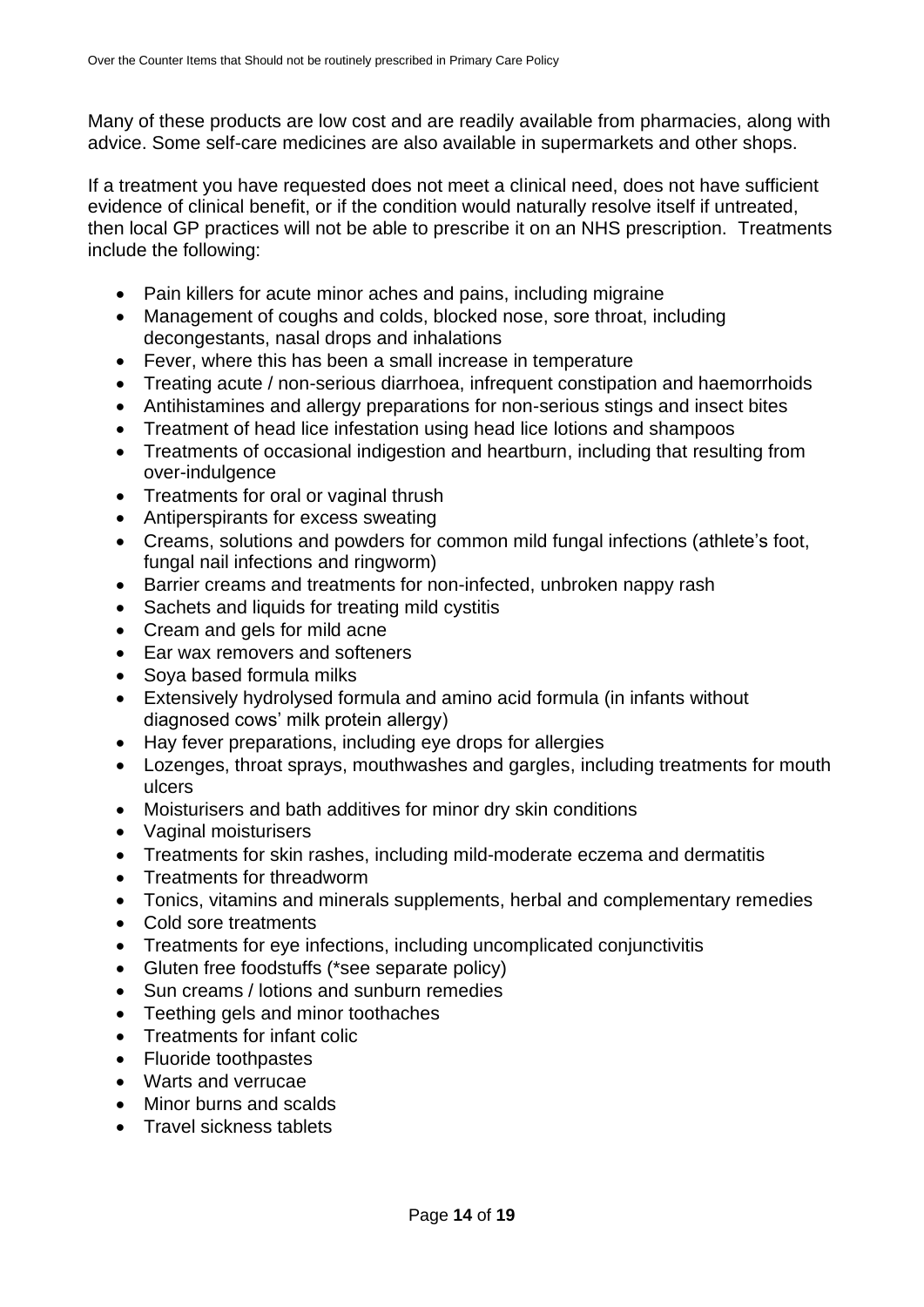Many of these products are low cost and are readily available from pharmacies, along with advice. Some self-care medicines are also available in supermarkets and other shops.

If a treatment you have requested does not meet a clinical need, does not have sufficient evidence of clinical benefit, or if the condition would naturally resolve itself if untreated, then local GP practices will not be able to prescribe it on an NHS prescription. Treatments include the following:

- Pain killers for acute minor aches and pains, including migraine
- Management of coughs and colds, blocked nose, sore throat, including decongestants, nasal drops and inhalations
- Fever, where this has been a small increase in temperature
- Treating acute / non-serious diarrhoea, infrequent constipation and haemorrhoids
- Antihistamines and allergy preparations for non-serious stings and insect bites
- Treatment of head lice infestation using head lice lotions and shampoos
- Treatments of occasional indigestion and heartburn, including that resulting from over-indulgence
- Treatments for oral or vaginal thrush
- Antiperspirants for excess sweating
- Creams, solutions and powders for common mild fungal infections (athlete's foot, fungal nail infections and ringworm)
- Barrier creams and treatments for non-infected, unbroken nappy rash
- Sachets and liquids for treating mild cystitis
- Cream and gels for mild acne
- Ear wax removers and softeners
- Soya based formula milks
- Extensively hydrolysed formula and amino acid formula (in infants without diagnosed cows' milk protein allergy)
- Hay fever preparations, including eye drops for allergies
- Lozenges, throat sprays, mouthwashes and gargles, including treatments for mouth ulcers
- Moisturisers and bath additives for minor dry skin conditions
- Vaginal moisturisers
- Treatments for skin rashes, including mild-moderate eczema and dermatitis
- Treatments for threadworm
- Tonics, vitamins and minerals supplements, herbal and complementary remedies
- Cold sore treatments
- Treatments for eye infections, including uncomplicated conjunctivitis
- Gluten free foodstuffs (*see separate policy)
- Sun creams / lotions and sunburn remedies
- Teething gels and minor toothaches
- Treatments for infant colic
- Fluoride toothpastes
- Warts and verrucae
- Minor burns and scalds
- Travel sickness tablets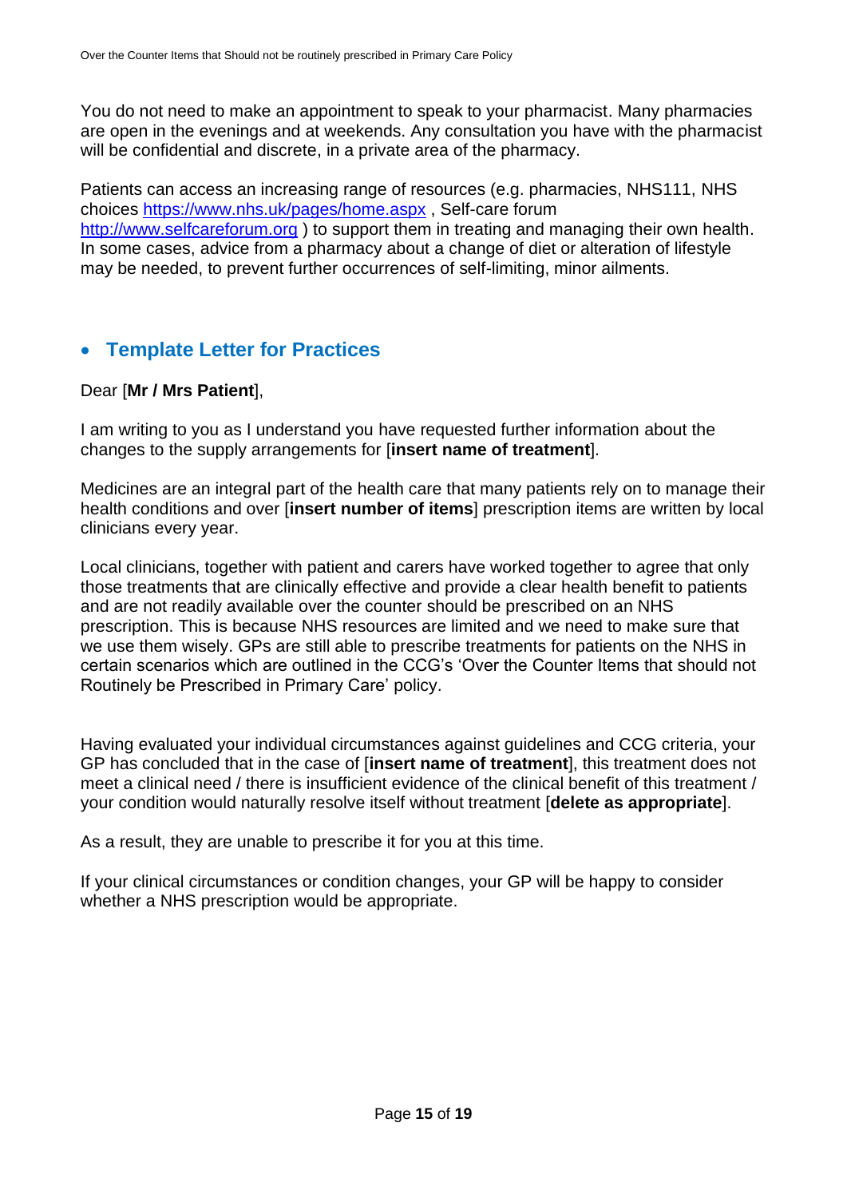You do not need to make an appointment to speak to your pharmacist. Many pharmacies are open in the evenings and at weekends. Any consultation you have with the pharmacist will be confidential and discrete, in a private area of the pharmacy.

Patients can access an increasing range of resources (e.g. pharmacies, NHS111, NHS choices [https://www.nhs.uk/pages/home.aspx](https://www.nhs.uk/pages/home.aspx) , Self-care forum [http://www.selfcareforum.org](http://www.selfcareforum.org) ) to support them in treating and managing their own health. In some cases, advice from a pharmacy about a change of diet or alteration of lifestyle may be needed, to prevent further occurrences of self-limiting, minor ailments.

## Template Letter for Practices

Dear [**Mr / Mrs Patient**],

I am writing to you as I understand you have requested further information about the changes to the supply arrangements for [**insert name of treatment**].

Medicines are an integral part of the health care that many patients rely on to manage their health conditions and over [**insert number of items**] prescription items are written by local clinicians every year.

Local clinicians, together with patient and carers have worked together to agree that only those treatments that are clinically effective and provide a clear health benefit to patients and are not readily available over the counter should be prescribed on an NHS prescription. This is because NHS resources are limited and we need to make sure that we use them wisely. GPs are still able to prescribe treatments for patients on the NHS in certain scenarios which are outlined in the CCG's 'Over the Counter Items that should not Routinely be Prescribed in Primary Care' policy.

Having evaluated your individual circumstances against guidelines and CCG criteria, your GP has concluded that in the case of [**insert name of treatment**], this treatment does not meet a clinical need / there is insufficient evidence of the clinical benefit of this treatment / your condition would naturally resolve itself without treatment [**delete as appropriate**].

As a result, they are unable to prescribe it for you at this time.

If your clinical circumstances or condition changes, your GP will be happy to consider whether a NHS prescription would be appropriate.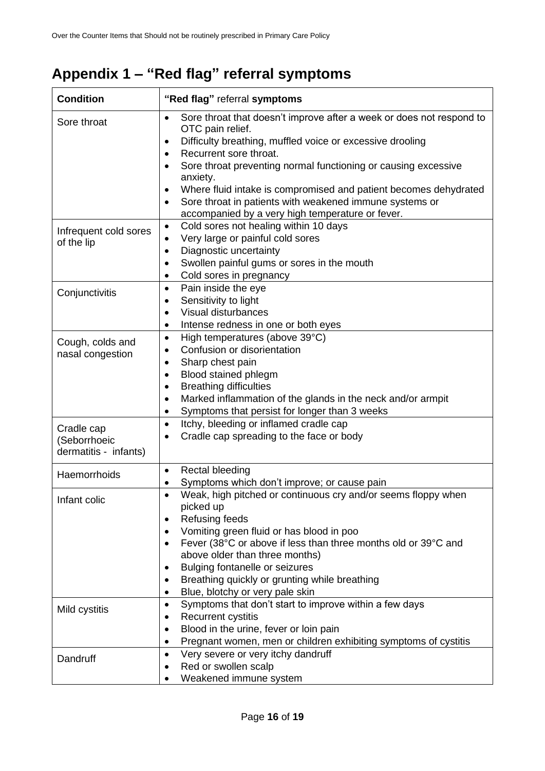# Appendix 1 – "Red flag" referral symptoms

| Condition | **"Red flag"** referral **symptoms** |
|---|---|
| Sore throat | • Sore throat that doesn't improve after a week or does not respond to OTC pain relief.<br>• Difficulty breathing, muffled voice or excessive drooling<br>• Recurrent sore throat.<br>• Sore throat preventing normal functioning or causing excessive anxiety.<br>• Where fluid intake is compromised and patient becomes dehydrated<br>• Sore throat in patients with weakened immune systems or accompanied by a very high temperature or fever. |
| Infrequent cold sores of the lip | • Cold sores not healing within 10 days<br>• Very large or painful cold sores<br>• Diagnostic uncertainty<br>• Swollen painful gums or sores in the mouth<br>• Cold sores in pregnancy |
| Conjunctivitis | • Pain inside the eye<br>• Sensitivity to light<br>• Visual disturbances<br>• Intense redness in one or both eyes |
| Cough, colds and nasal congestion | • High temperatures (above 39°C)<br>• Confusion or disorientation<br>• Sharp chest pain<br>• Blood stained phlegm<br>• Breathing difficulties<br>• Marked inflammation of the glands in the neck and/or armpit<br>• Symptoms that persist for longer than 3 weeks |
| Cradle cap (Seborrhoeic dermatitis - infants) | • Itchy, bleeding or inflamed cradle cap<br>• Cradle cap spreading to the face or body |
| Haemorrhoids | • Rectal bleeding<br>• Symptoms which don't improve; or cause pain |
| Infant colic | • Weak, high pitched or continuous cry and/or seems floppy when picked up<br>• Refusing feeds<br>• Vomiting green fluid or has blood in poo<br>• Fever (38°C or above if less than three months old or 39°C and above older than three months)<br>• Bulging fontanelle or seizures<br>• Breathing quickly or grunting while breathing<br>• Blue, blotchy or very pale skin |
| Mild cystitis | • Symptoms that don't start to improve within a few days<br>• Recurrent cystitis<br>• Blood in the urine, fever or loin pain<br>• Pregnant women, men or children exhibiting symptoms of cystitis |
| Dandruff | • Very severe or very itchy dandruff<br>• Red or swollen scalp<br>• Weakened immune system |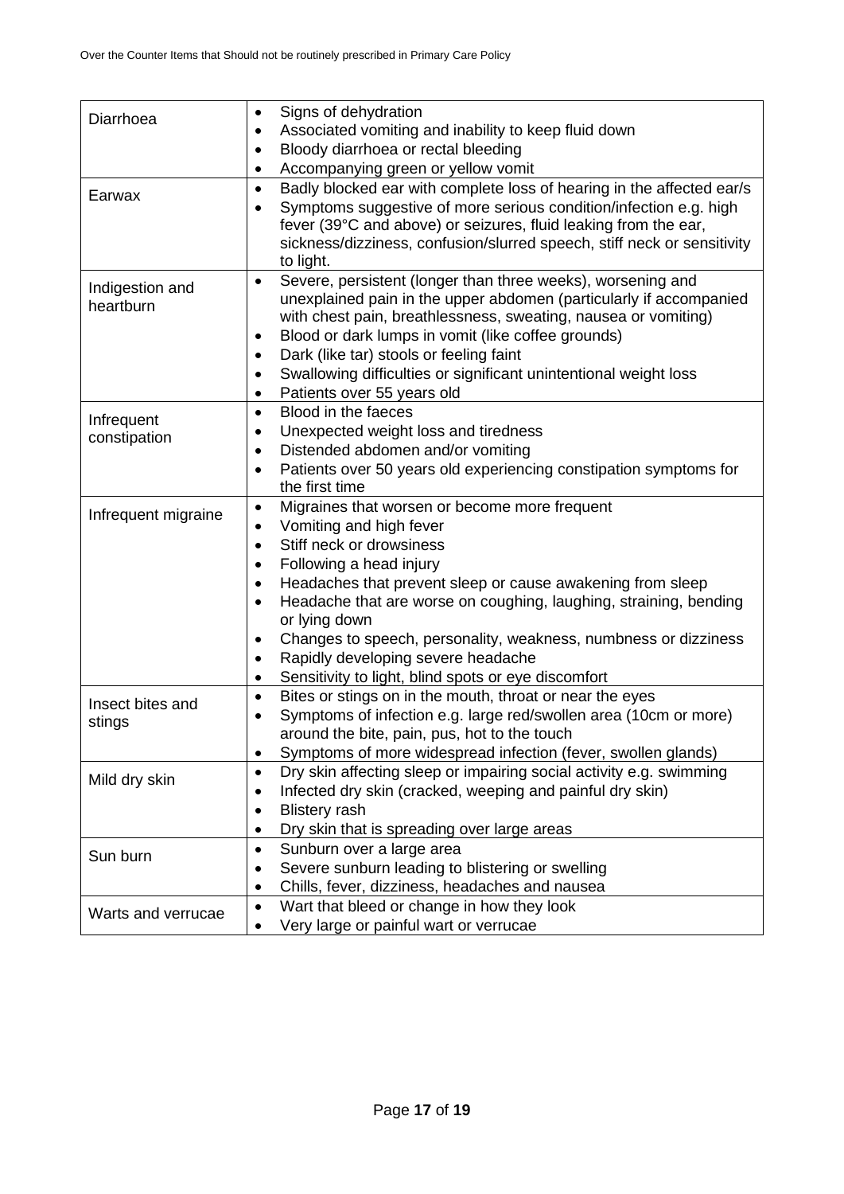| | |
|---|---|
| Diarrhoea | • Signs of dehydration<br>• Associated vomiting and inability to keep fluid down<br>• Bloody diarrhoea or rectal bleeding<br>• Accompanying green or yellow vomit |
| Earwax | • Badly blocked ear with complete loss of hearing in the affected ear/s<br>• Symptoms suggestive of more serious condition/infection e.g. high fever (39°C and above) or seizures, fluid leaking from the ear, sickness/dizziness, confusion/slurred speech, stiff neck or sensitivity to light. |
| Indigestion and heartburn | • Severe, persistent (longer than three weeks), worsening and unexplained pain in the upper abdomen (particularly if accompanied with chest pain, breathlessness, sweating, nausea or vomiting)<br>• Blood or dark lumps in vomit (like coffee grounds)<br>• Dark (like tar) stools or feeling faint<br>• Swallowing difficulties or significant unintentional weight loss<br>• Patients over 55 years old |
| Infrequent constipation | • Blood in the faeces<br>• Unexpected weight loss and tiredness<br>• Distended abdomen and/or vomiting<br>• Patients over 50 years old experiencing constipation symptoms for the first time |
| Infrequent migraine | • Migraines that worsen or become more frequent<br>• Vomiting and high fever<br>• Stiff neck or drowsiness<br>• Following a head injury<br>• Headaches that prevent sleep or cause awakening from sleep<br>• Headache that are worse on coughing, laughing, straining, bending or lying down<br>• Changes to speech, personality, weakness, numbness or dizziness<br>• Rapidly developing severe headache<br>• Sensitivity to light, blind spots or eye discomfort |
| Insect bites and stings | • Bites or stings on in the mouth, throat or near the eyes<br>• Symptoms of infection e.g. large red/swollen area (10cm or more) around the bite, pain, pus, hot to the touch<br>• Symptoms of more widespread infection (fever, swollen glands) |
| Mild dry skin | • Dry skin affecting sleep or impairing social activity e.g. swimming<br>• Infected dry skin (cracked, weeping and painful dry skin)<br>• Blistery rash<br>• Dry skin that is spreading over large areas |
| Sun burn | • Sunburn over a large area<br>• Severe sunburn leading to blistering or swelling<br>• Chills, fever, dizziness, headaches and nausea |
| Warts and verrucae | • Wart that bleed or change in how they look<br>• Very large or painful wart or verrucae |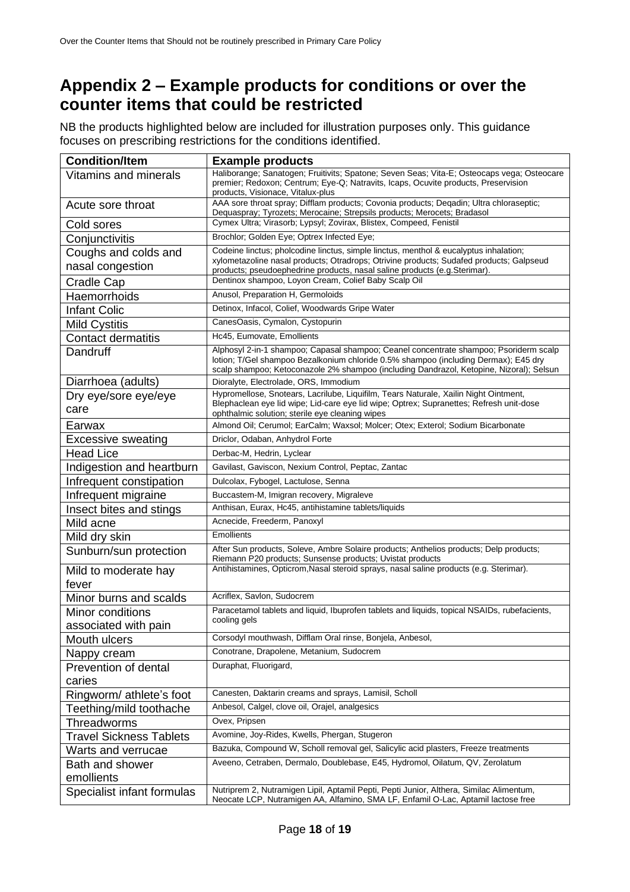## Appendix 2 – Example products for conditions or over the counter items that could be restricted

NB the products highlighted below are included for illustration purposes only. This guidance focuses on prescribing restrictions for the conditions identified.

| Condition/Item | Example products |
|---|---|
| Vitamins and minerals | Haliborange; Sanatogen; Fruitivits; Spatone; Seven Seas; Vita-E; Osteocaps vega; Osteocare premier; Redoxon; Centrum; Eye-Q; Natravits, Icaps, Ocuvite products, Preservision products, Visionace, Vitalux-plus |
| Acute sore throat | AAA sore throat spray; Difflam products; Covonia products; Deqadin; Ultra chloraseptic; Dequaspray; Tyrozets; Merocaine; Strepsils products; Merocets; Bradasol |
| Cold sores | Cymex Ultra; Virasorb; Lypsyl; Zovirax, Blistex, Compeed, Fenistil |
| Conjunctivitis | Brochlor; Golden Eye; Optrex Infected Eye; |
| Coughs and colds and nasal congestion | Codeine linctus; pholcodine linctus, simple linctus, menthol & eucalyptus inhalation; xylometazoline nasal products; Otradrops; Otrivine products; Sudafed products; Galpseud products; pseudoephedrine products, nasal saline products (e.g.Sterimar). |
| Cradle Cap | Dentinox shampoo, Loyon Cream, Colief Baby Scalp Oil |
| Haemorrhoids | Anusol, Preparation H, Germoloids |
| Infant Colic | Detinox, Infacol, Colief, Woodwards Gripe Water |
| Mild Cystitis | CanesOasis, Cymalon, Cystopurin |
| Contact dermatitis | Hc45, Eumovate, Emollients |
| Dandruff | Alphosyl 2-in-1 shampoo; Capasal shampoo; Ceanel concentrate shampoo; Psoriderm scalp lotion; T/Gel shampoo Bezalkonium chloride 0.5% shampoo (including Dermax); E45 dry scalp shampoo; Ketoconazole 2% shampoo (including Dandrazol, Ketopine, Nizoral); Selsun |
| Diarrhoea (adults) | Dioralyte, Electrolade, ORS, Immodium |
| Dry eye/sore eye/eye care | Hypromellose, Snotears, Lacrilube, Liquifilm, Tears Naturale, Xailin Night Ointment, Blephaclean eye lid wipe; Lid-care eye lid wipe; Optrex; Supranettes; Refresh unit-dose ophthalmic solution; sterile eye cleaning wipes |
| Earwax | Almond Oil; Cerumol; EarCalm; Waxsol; Molcer; Otex; Exterol; Sodium Bicarbonate |
| Excessive sweating | Driclor, Odaban, Anhydrol Forte |
| Head Lice | Derbac-M, Hedrin, Lyclear |
| Indigestion and heartburn | Gavilast, Gaviscon, Nexium Control, Peptac, Zantac |
| Infrequent constipation | Dulcolax, Fybogel, Lactulose, Senna |
| Infrequent migraine | Buccastem-M, Imigran recovery, Migraleve |
| Insect bites and stings | Anthisan, Eurax, Hc45, antihistamine tablets/liquids |
| Mild acne | Acnecide, Freederm, Panoxyl |
| Mild dry skin | Emollients |
| Sunburn/sun protection | After Sun products, Soleve, Ambre Solaire products; Anthelios products; Delp products; Riemann P20 products; Sunsense products; Uvistat products |
| Mild to moderate hay fever | Antihistamines, Opticrom,Nasal steroid sprays, nasal saline products (e.g. Sterimar). |
| Minor burns and scalds | Acriflex, Savlon, Sudocrem |
| Minor conditions associated with pain | Paracetamol tablets and liquid, Ibuprofen tablets and liquids, topical NSAIDs, rubefacients, cooling gels |
| Mouth ulcers | Corsodyl mouthwash, Difflam Oral rinse, Bonjela, Anbesol, |
| Nappy cream | Conotrane, Drapolene, Metanium, Sudocrem |
| Prevention of dental caries | Duraphat, Fluorigard, |
| Ringworm/ athlete's foot | Canesten, Daktarin creams and sprays, Lamisil, Scholl |
| Teething/mild toothache | Anbesol, Calgel, clove oil, Orajel, analgesics |
| Threadworms | Ovex, Pripsen |
| Travel Sickness Tablets | Avomine, Joy-Rides, Kwells, Phergan, Stugeron |
| Warts and verrucae | Bazuka, Compound W, Scholl removal gel, Salicylic acid plasters, Freeze treatments |
| Bath and shower emollients | Aveeno, Cetraben, Dermalo, Doublebase, E45, Hydromol, Oilatum, QV, Zerolatum |
| Specialist infant formulas | Nutriprem 2, Nutramigen Lipil, Aptamil Pepti, Pepti Junior, Althera, Similac Alimentum, Neocate LCP, Nutramigen AA, Alfamino, SMA LF, Enfamil O-Lac, Aptamil lactose free |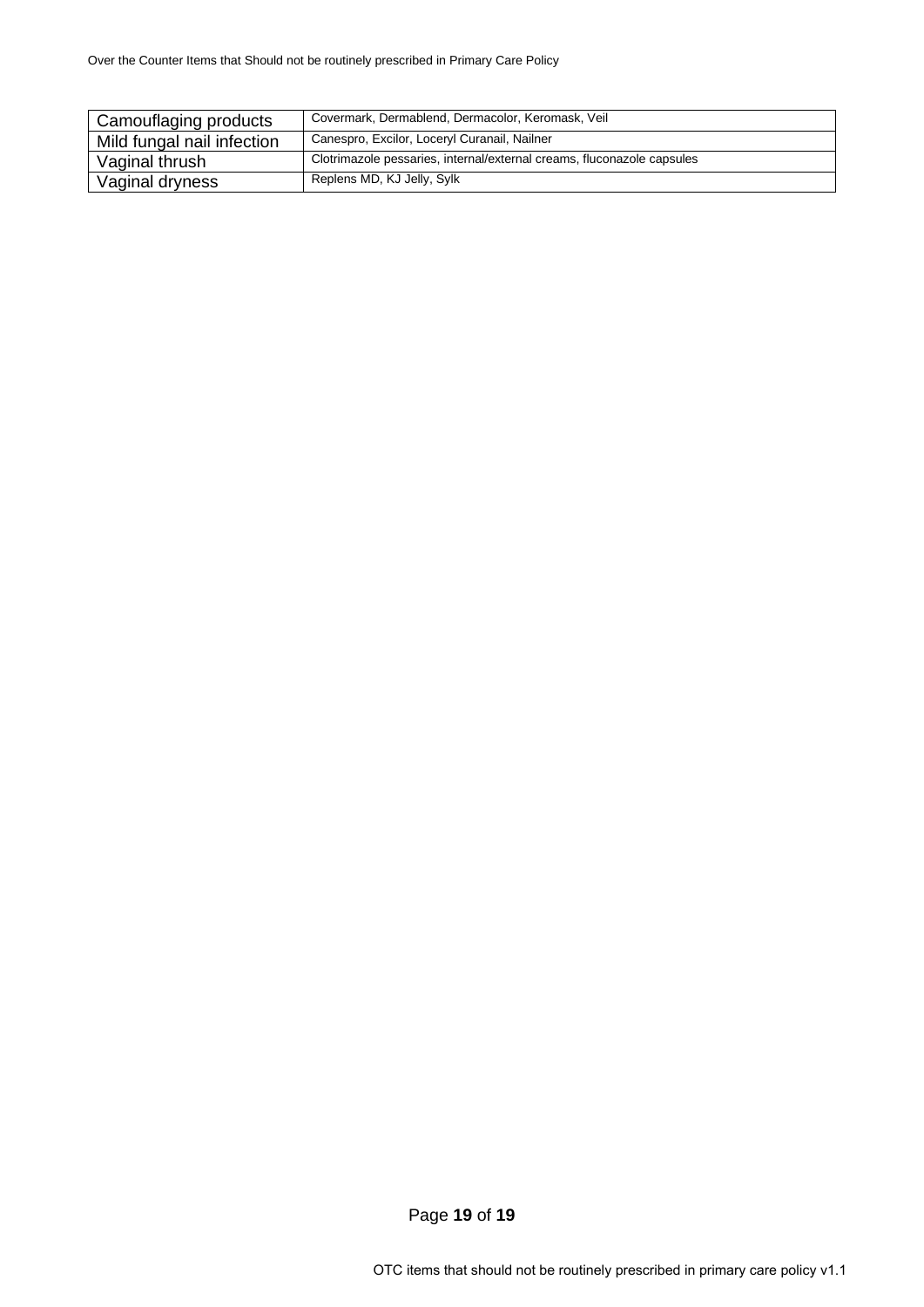| | |
|---|---|
| Camouflaging products | Covermark, Dermablend, Dermacolor, Keromask, Veil |
| Mild fungal nail infection | Canespro, Excilor, Loceryl Curanail, Nailner |
| Vaginal thrush | Clotrimazole pessaries, internal/external creams, fluconazole capsules |
| Vaginal dryness | Replens MD, KJ Jelly, Sylk |